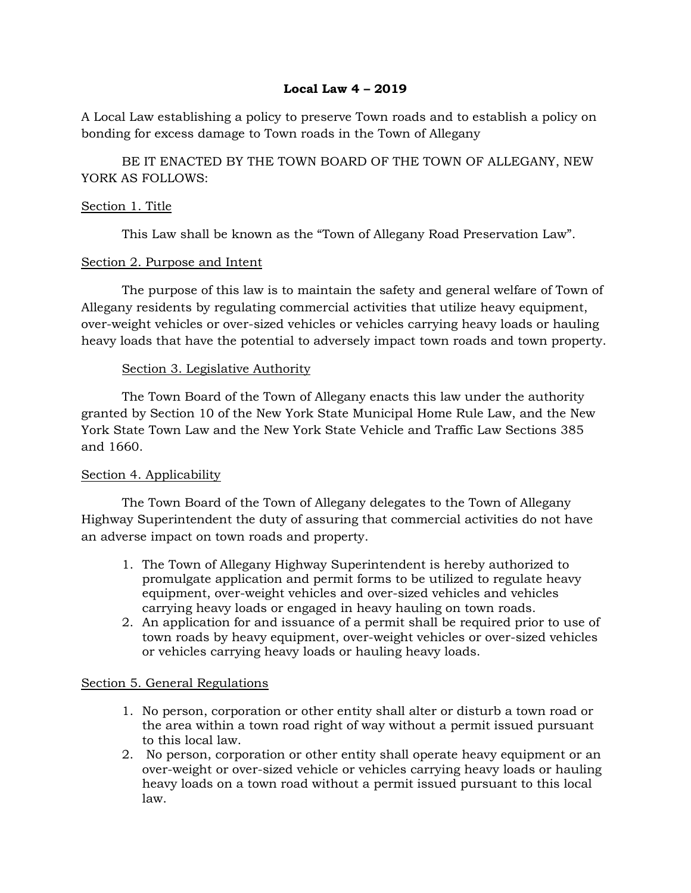# Local Law 4 – 2019

A Local Law establishing a policy to preserve Town roads and to establish a policy on bonding for excess damage to Town roads in the Town of Allegany

BE IT ENACTED BY THE TOWN BOARD OF THE TOWN OF ALLEGANY, NEW YORK AS FOLLOWS:

## Section 1. Title

This Law shall be known as the "Town of Allegany Road Preservation Law".

## Section 2. Purpose and Intent

The purpose of this law is to maintain the safety and general welfare of Town of Allegany residents by regulating commercial activities that utilize heavy equipment, over-weight vehicles or over-sized vehicles or vehicles carrying heavy loads or hauling heavy loads that have the potential to adversely impact town roads and town property.

## Section 3. Legislative Authority

The Town Board of the Town of Allegany enacts this law under the authority granted by Section 10 of the New York State Municipal Home Rule Law, and the New York State Town Law and the New York State Vehicle and Traffic Law Sections 385 and 1660.

## Section 4. Applicability

The Town Board of the Town of Allegany delegates to the Town of Allegany Highway Superintendent the duty of assuring that commercial activities do not have an adverse impact on town roads and property.

1. The Town of Allegany Highway Superintendent is hereby authorized to promulgate application and permit forms to be utilized to regulate heavy equipment, over-weight vehicles and over-sized vehicles and vehicles carrying heavy loads or engaged in heavy hauling on town roads.
2. An application for and issuance of a permit shall be required prior to use of town roads by heavy equipment, over-weight vehicles or over-sized vehicles or vehicles carrying heavy loads or hauling heavy loads.

## Section 5. General Regulations

1. No person, corporation or other entity shall alter or disturb a town road or the area within a town road right of way without a permit issued pursuant to this local law.
2. No person, corporation or other entity shall operate heavy equipment or an over-weight or over-sized vehicle or vehicles carrying heavy loads or hauling heavy loads on a town road without a permit issued pursuant to this local law.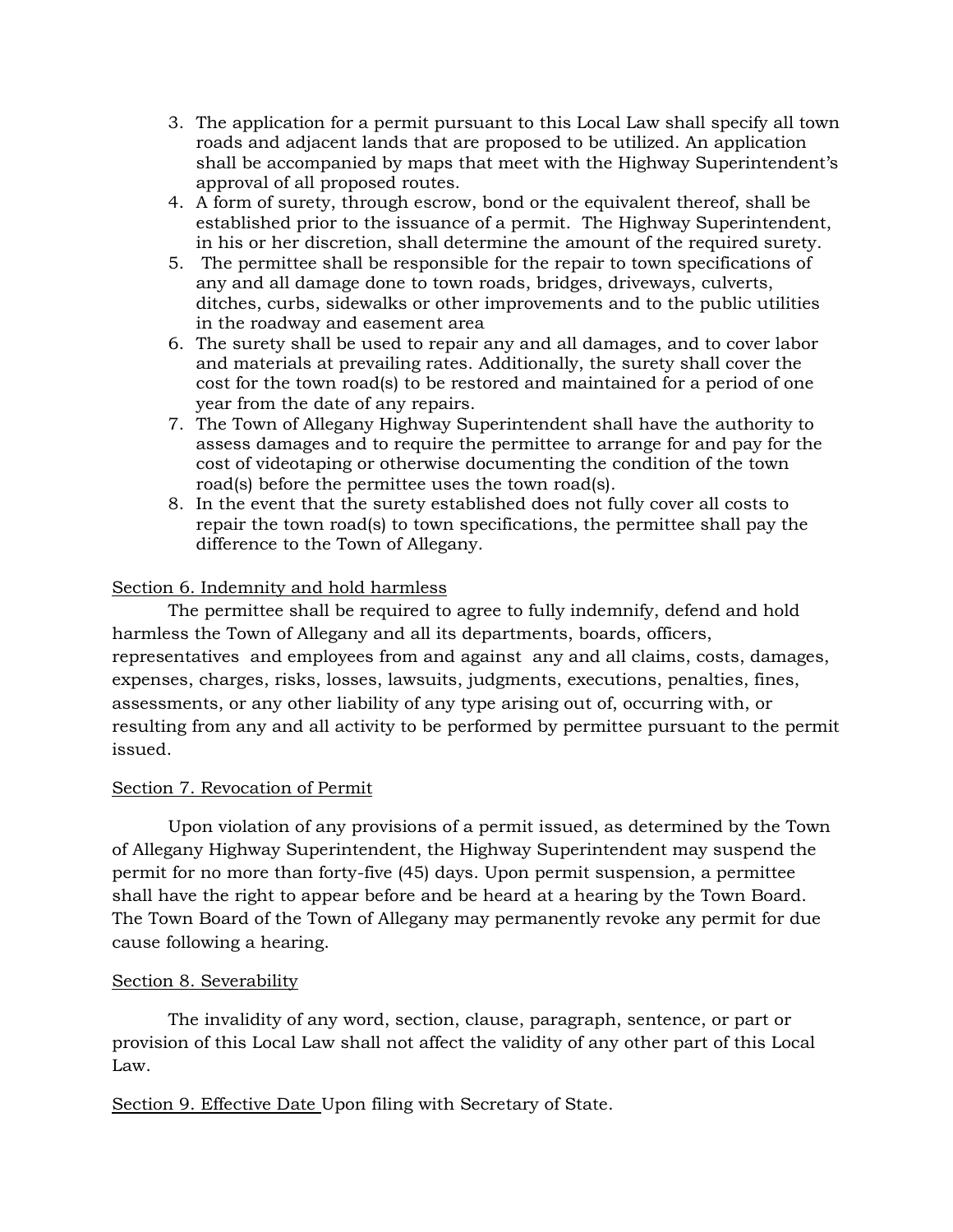3. The application for a permit pursuant to this Local Law shall specify all town roads and adjacent lands that are proposed to be utilized. An application shall be accompanied by maps that meet with the Highway Superintendent's approval of all proposed routes.
4. A form of surety, through escrow, bond or the equivalent thereof, shall be established prior to the issuance of a permit. The Highway Superintendent, in his or her discretion, shall determine the amount of the required surety.
5. The permittee shall be responsible for the repair to town specifications of any and all damage done to town roads, bridges, driveways, culverts, ditches, curbs, sidewalks or other improvements and to the public utilities in the roadway and easement area
6. The surety shall be used to repair any and all damages, and to cover labor and materials at prevailing rates. Additionally, the surety shall cover the cost for the town road(s) to be restored and maintained for a period of one year from the date of any repairs.
7. The Town of Allegany Highway Superintendent shall have the authority to assess damages and to require the permittee to arrange for and pay for the cost of videotaping or otherwise documenting the condition of the town road(s) before the permittee uses the town road(s).
8. In the event that the surety established does not fully cover all costs to repair the town road(s) to town specifications, the permittee shall pay the difference to the Town of Allegany.

<u>Section 6. Indemnity and hold harmless</u>

The permittee shall be required to agree to fully indemnify, defend and hold harmless the Town of Allegany and all its departments, boards, officers, representatives and employees from and against any and all claims, costs, damages, expenses, charges, risks, losses, lawsuits, judgments, executions, penalties, fines, assessments, or any other liability of any type arising out of, occurring with, or resulting from any and all activity to be performed by permittee pursuant to the permit issued.

<u>Section 7. Revocation of Permit</u>

Upon violation of any provisions of a permit issued, as determined by the Town of Allegany Highway Superintendent, the Highway Superintendent may suspend the permit for no more than forty-five (45) days. Upon permit suspension, a permittee shall have the right to appear before and be heard at a hearing by the Town Board. The Town Board of the Town of Allegany may permanently revoke any permit for due cause following a hearing.

<u>Section 8. Severability</u>

The invalidity of any word, section, clause, paragraph, sentence, or part or provision of this Local Law shall not affect the validity of any other part of this Local Law.

<u>Section 9. Effective Date</u> Upon filing with Secretary of State.